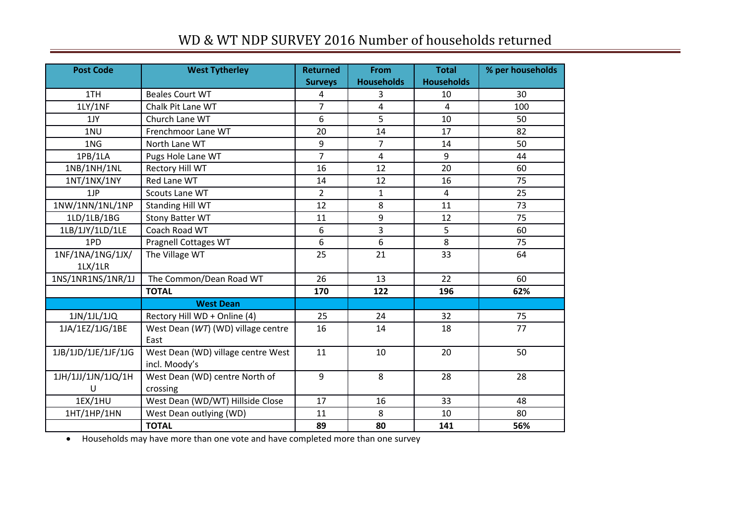# WD & WT NDP SURVEY 2016 Number of households returned

| Post Code | West Tytherley | Returned Surveys | From Households | Total Households | % per households |
|---|---|---|---|---|---|
| 1TH | Beales Court WT | 4 | 3 | 10 | 30 |
| 1LY/1NF | Chalk Pit Lane WT | 7 | 4 | 4 | 100 |
| 1JY | Church Lane WT | 6 | 5 | 10 | 50 |
| 1NU | Frenchmoor Lane WT | 20 | 14 | 17 | 82 |
| 1NG | North Lane WT | 9 | 7 | 14 | 50 |
| 1PB/1LA | Pugs Hole Lane WT | 7 | 4 | 9 | 44 |
| 1NB/1NH/1NL | Rectory Hill WT | 16 | 12 | 20 | 60 |
| 1NT/1NX/1NY | Red Lane WT | 14 | 12 | 16 | 75 |
| 1JP | Scouts Lane WT | 2 | 1 | 4 | 25 |
| 1NW/1NN/1NL/1NP | Standing Hill WT | 12 | 8 | 11 | 73 |
| 1LD/1LB/1BG | Stony Batter WT | 11 | 9 | 12 | 75 |
| 1LB/1JY/1LD/1LE | Coach Road WT | 6 | 3 | 5 | 60 |
| 1PD | Pragnell Cottages WT | 6 | 6 | 8 | 75 |
| 1NF/1NA/1NG/1JX/ 1LX/1LR | The Village WT | 25 | 21 | 33 | 64 |
| 1NS/1NR1NS/1NR/1J | The Common/Dean Road WT | 26 | 13 | 22 | 60 |
| | **TOTAL** | **170** | **122** | **196** | **62%** |
| | **West Dean** | | | | |
| 1JN/1JL/1JQ | Rectory Hill WD + Online (4) | 25 | 24 | 32 | 75 |
| 1JA/1EZ/1JG/1BE | West Dean (*WT*) (WD) village centre East | 16 | 14 | 18 | 77 |
| 1JB/1JD/1JE/1JF/1JG | West Dean (WD) village centre West incl. Moody's | 11 | 10 | 20 | 50 |
| 1JH/1JJ/1JN/1JQ/1HU | West Dean (WD) centre North of crossing | 9 | 8 | 28 | 28 |
| 1EX/1HU | West Dean (WD/WT) Hillside Close | 17 | 16 | 33 | 48 |
| 1HT/1HP/1HN | West Dean outlying (WD) | 11 | 8 | 10 | 80 |
| | **TOTAL** | **89** | **80** | **141** | **56%** |

- Households may have more than one vote and have completed more than one survey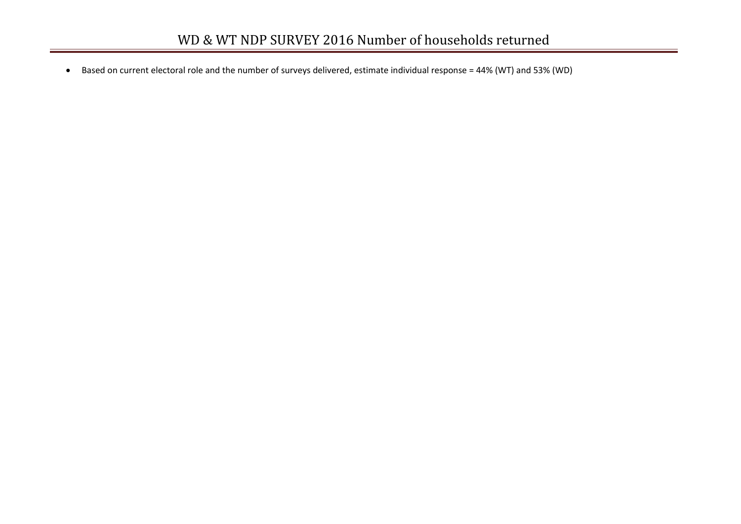# WD & WT NDP SURVEY 2016 Number of households returned

- Based on current electoral role and the number of surveys delivered, estimate individual response = 44% (WT) and 53% (WD)